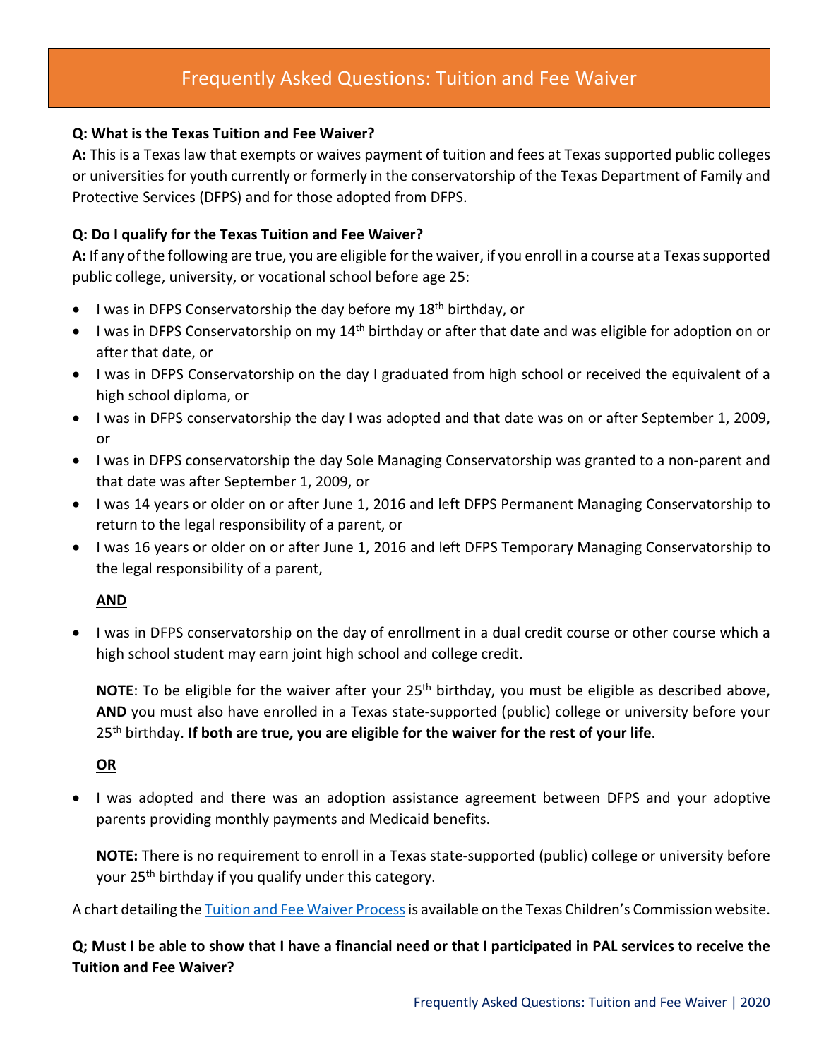# Frequently Asked Questions: Tuition and Fee Waiver

**Q: What is the Texas Tuition and Fee Waiver?**

**A:** This is a Texas law that exempts or waives payment of tuition and fees at Texas supported public colleges or universities for youth currently or formerly in the conservatorship of the Texas Department of Family and Protective Services (DFPS) and for those adopted from DFPS.

**Q: Do I qualify for the Texas Tuition and Fee Waiver?**

**A:** If any of the following are true, you are eligible for the waiver, if you enroll in a course at a Texas supported public college, university, or vocational school before age 25:

- I was in DFPS Conservatorship the day before my 18th birthday, or
- I was in DFPS Conservatorship on my 14th birthday or after that date and was eligible for adoption on or after that date, or
- I was in DFPS Conservatorship on the day I graduated from high school or received the equivalent of a high school diploma, or
- I was in DFPS conservatorship the day I was adopted and that date was on or after September 1, 2009, or
- I was in DFPS conservatorship the day Sole Managing Conservatorship was granted to a non-parent and that date was after September 1, 2009, or
- I was 14 years or older on or after June 1, 2016 and left DFPS Permanent Managing Conservatorship to return to the legal responsibility of a parent, or
- I was 16 years or older on or after June 1, 2016 and left DFPS Temporary Managing Conservatorship to the legal responsibility of a parent,

  **AND**

- I was in DFPS conservatorship on the day of enrollment in a dual credit course or other course which a high school student may earn joint high school and college credit.

  **NOTE**: To be eligible for the waiver after your 25th birthday, you must be eligible as described above, **AND** you must also have enrolled in a Texas state-supported (public) college or university before your 25th birthday. **If both are true, you are eligible for the waiver for the rest of your life**.

  **OR**

- I was adopted and there was an adoption assistance agreement between DFPS and your adoptive parents providing monthly payments and Medicaid benefits.

  **NOTE:** There is no requirement to enroll in a Texas state-supported (public) college or university before your 25th birthday if you qualify under this category.

A chart detailing the Tuition and Fee Waiver Process is available on the Texas Children's Commission website.

**Q; Must I be able to show that I have a financial need or that I participated in PAL services to receive the Tuition and Fee Waiver?**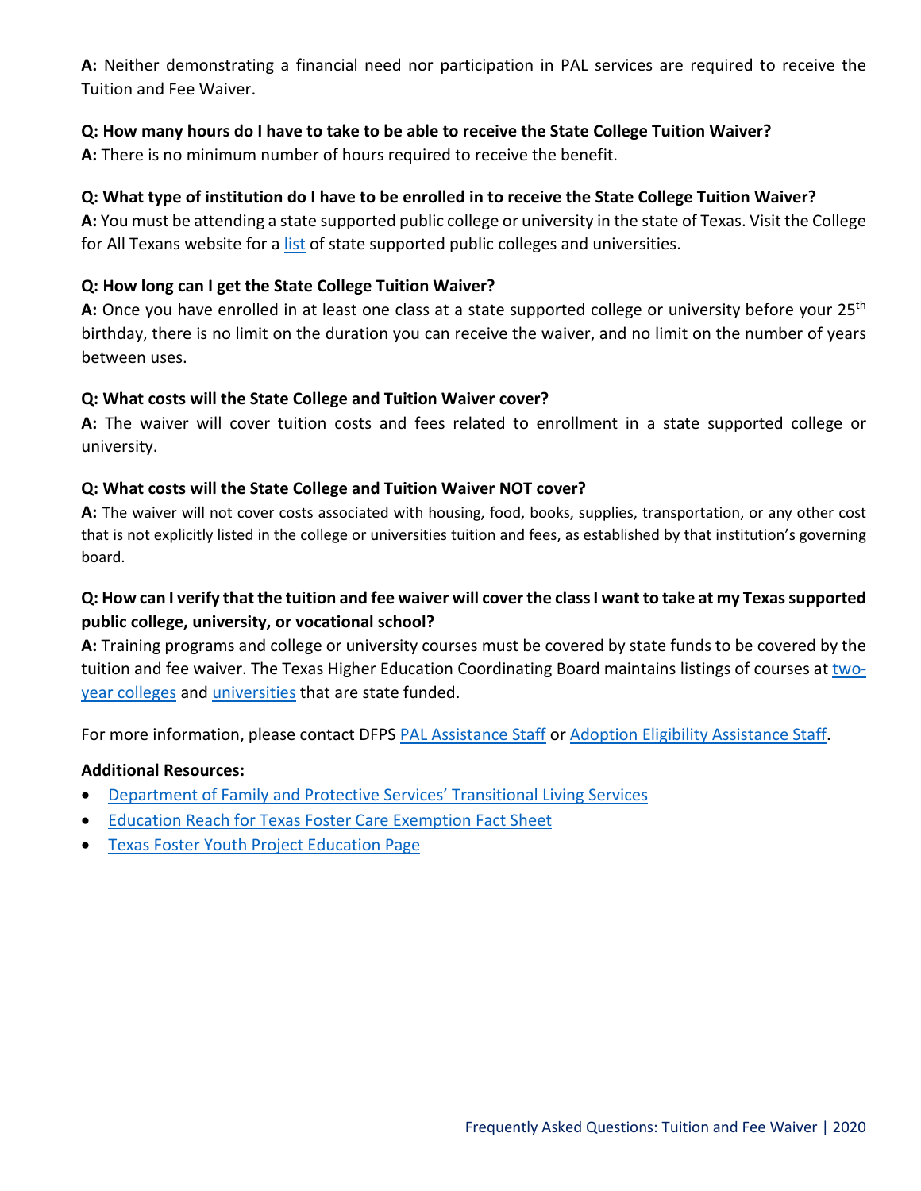**A:** Neither demonstrating a financial need nor participation in PAL services are required to receive the Tuition and Fee Waiver.

**Q: How many hours do I have to take to be able to receive the State College Tuition Waiver?**
**A:** There is no minimum number of hours required to receive the benefit.

**Q: What type of institution do I have to be enrolled in to receive the State College Tuition Waiver?**
**A:** You must be attending a state supported public college or university in the state of Texas. Visit the College for All Texans website for a list of state supported public colleges and universities.

**Q: How long can I get the State College Tuition Waiver?**
**A:** Once you have enrolled in at least one class at a state supported college or university before your 25th birthday, there is no limit on the duration you can receive the waiver, and no limit on the number of years between uses.

**Q: What costs will the State College and Tuition Waiver cover?**
**A:** The waiver will cover tuition costs and fees related to enrollment in a state supported college or university.

**Q: What costs will the State College and Tuition Waiver NOT cover?**
**A:** The waiver will not cover costs associated with housing, food, books, supplies, transportation, or any other cost that is not explicitly listed in the college or universities tuition and fees, as established by that institution's governing board.

**Q: How can I verify that the tuition and fee waiver will cover the class I want to take at my Texas supported public college, university, or vocational school?**
**A:** Training programs and college or university courses must be covered by state funds to be covered by the tuition and fee waiver. The Texas Higher Education Coordinating Board maintains listings of courses at two-year colleges and universities that are state funded.

For more information, please contact DFPS PAL Assistance Staff or Adoption Eligibility Assistance Staff.

**Additional Resources:**

- Department of Family and Protective Services' Transitional Living Services
- Education Reach for Texas Foster Care Exemption Fact Sheet
- Texas Foster Youth Project Education Page